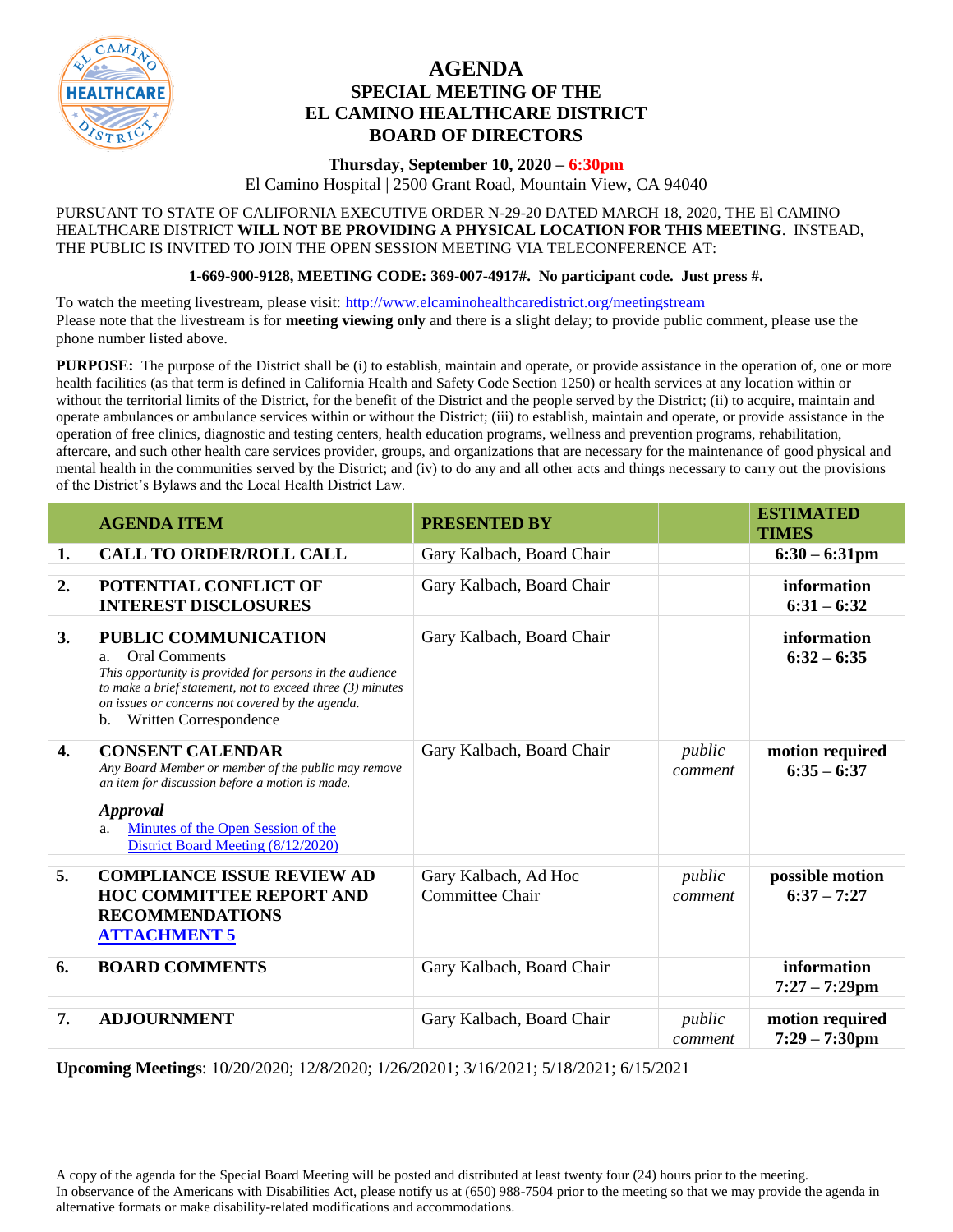# AGENDA
## SPECIAL MEETING OF THE EL CAMINO HEALTHCARE DISTRICT BOARD OF DIRECTORS

**Thursday, September 10, 2020 – 6:30pm**

El Camino Hospital | 2500 Grant Road, Mountain View, CA 94040

PURSUANT TO STATE OF CALIFORNIA EXECUTIVE ORDER N-29-20 DATED MARCH 18, 2020, THE El CAMINO HEALTHCARE DISTRICT **WILL NOT BE PROVIDING A PHYSICAL LOCATION FOR THIS MEETING**. INSTEAD, THE PUBLIC IS INVITED TO JOIN THE OPEN SESSION MEETING VIA TELECONFERENCE AT:

**1-669-900-9128, MEETING CODE: 369-007-4917#. No participant code. Just press #.**

To watch the meeting livestream, please visit: http://www.elcaminohealthcaredistrict.org/meetingstream
Please note that the livestream is for **meeting viewing only** and there is a slight delay; to provide public comment, please use the phone number listed above.

**PURPOSE:** The purpose of the District shall be (i) to establish, maintain and operate, or provide assistance in the operation of, one or more health facilities (as that term is defined in California Health and Safety Code Section 1250) or health services at any location within or without the territorial limits of the District, for the benefit of the District and the people served by the District; (ii) to acquire, maintain and operate ambulances or ambulance services within or without the District; (iii) to establish, maintain and operate, or provide assistance in the operation of free clinics, diagnostic and testing centers, health education programs, wellness and prevention programs, rehabilitation, aftercare, and such other health care services provider, groups, and organizations that are necessary for the maintenance of good physical and mental health in the communities served by the District; and (iv) to do any and all other acts and things necessary to carry out the provisions of the District's Bylaws and the Local Health District Law.

| | AGENDA ITEM | PRESENTED BY | | ESTIMATED TIMES |
|---|---|---|---|---|
| **1.** | **CALL TO ORDER/ROLL CALL** | Gary Kalbach, Board Chair | | **6:30 – 6:31pm** |
| **2.** | **POTENTIAL CONFLICT OF INTEREST DISCLOSURES** | Gary Kalbach, Board Chair | | **information 6:31 – 6:32** |
| **3.** | **PUBLIC COMMUNICATION**<br>a. Oral Comments<br>*This opportunity is provided for persons in the audience to make a brief statement, not to exceed three (3) minutes on issues or concerns not covered by the agenda.*<br>b. Written Correspondence | Gary Kalbach, Board Chair | | **information 6:32 – 6:35** |
| **4.** | **CONSENT CALENDAR**<br>*Any Board Member or member of the public may remove an item for discussion before a motion is made.*<br>***Approval***<br>a. Minutes of the Open Session of the District Board Meeting (8/12/2020) | Gary Kalbach, Board Chair | *public comment* | **motion required 6:35 – 6:37** |
| **5.** | **COMPLIANCE ISSUE REVIEW AD HOC COMMITTEE REPORT AND RECOMMENDATIONS**<br>**ATTACHMENT 5** | Gary Kalbach, Ad Hoc Committee Chair | *public comment* | **possible motion 6:37 – 7:27** |
| **6.** | **BOARD COMMENTS** | Gary Kalbach, Board Chair | | **information 7:27 – 7:29pm** |
| **7.** | **ADJOURNMENT** | Gary Kalbach, Board Chair | *public comment* | **motion required 7:29 – 7:30pm** |

**Upcoming Meetings**: 10/20/2020; 12/8/2020; 1/26/20201; 3/16/2021; 5/18/2021; 6/15/2021

A copy of the agenda for the Special Board Meeting will be posted and distributed at least twenty four (24) hours prior to the meeting.
In observance of the Americans with Disabilities Act, please notify us at (650) 988-7504 prior to the meeting so that we may provide the agenda in alternative formats or make disability-related modifications and accommodations.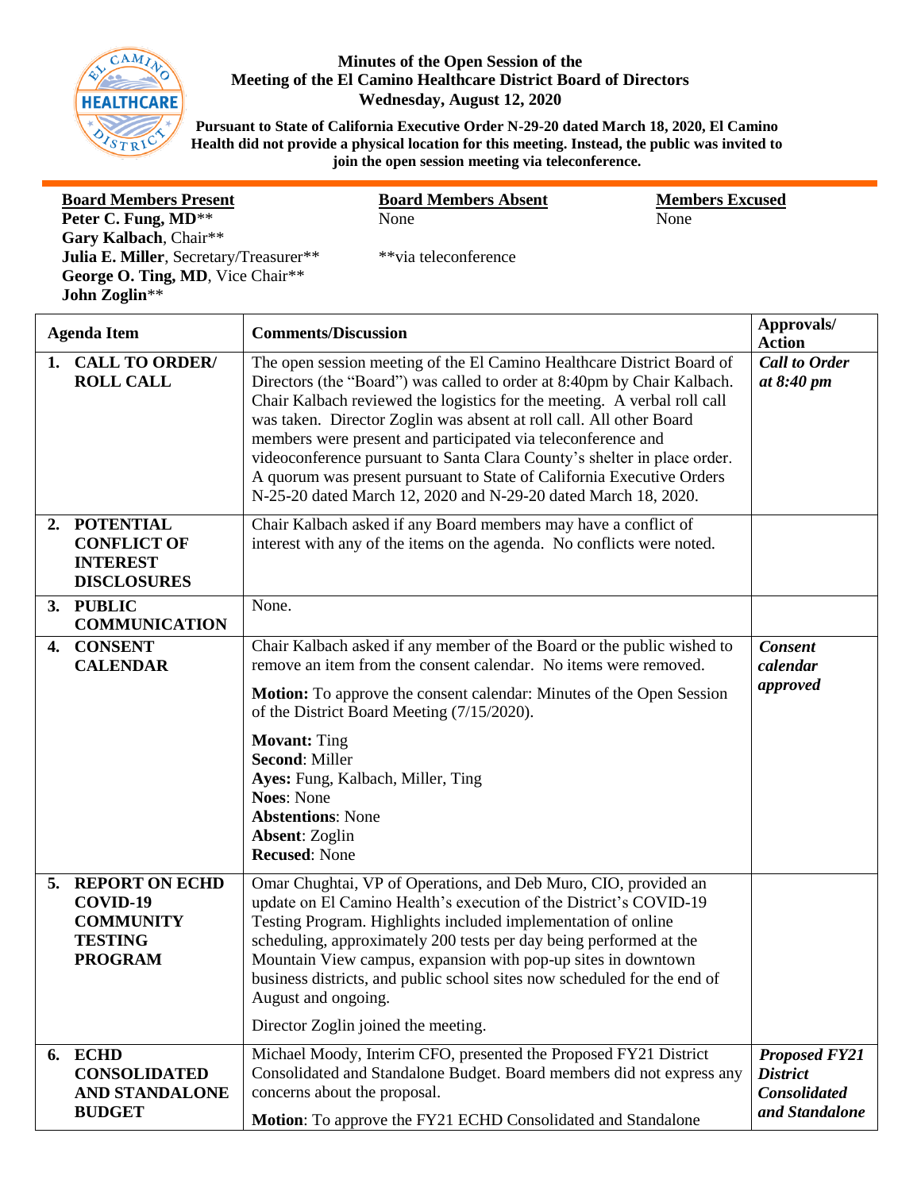**Minutes of the Open Session of the Meeting of the El Camino Healthcare District Board of Directors Wednesday, August 12, 2020**

**Pursuant to State of California Executive Order N-29-20 dated March 18, 2020, El Camino Health did not provide a physical location for this meeting. Instead, the public was invited to join the open session meeting via teleconference.**

| **Board Members Present** | **Board Members Absent** | **Members Excused** |
|---|---|---|
| **Peter C. Fung, MD**** | None | None |
| **Gary Kalbach**, Chair** | | |
| **Julia E. Miller**, Secretary/Treasurer** | **via teleconference | |
| **George O. Ting, MD**, Vice Chair** | | |
| **John Zoglin**** | | |

| Agenda Item | Comments/Discussion | Approvals/ Action |
|---|---|---|
| **1. CALL TO ORDER/ ROLL CALL** | The open session meeting of the El Camino Healthcare District Board of Directors (the "Board") was called to order at 8:40pm by Chair Kalbach. Chair Kalbach reviewed the logistics for the meeting. A verbal roll call was taken. Director Zoglin was absent at roll call. All other Board members were present and participated via teleconference and videoconference pursuant to Santa Clara County's shelter in place order. A quorum was present pursuant to State of California Executive Orders N-25-20 dated March 12, 2020 and N-29-20 dated March 18, 2020. | ***Call to Order at 8:40 pm*** |
| **2. POTENTIAL CONFLICT OF INTEREST DISCLOSURES** | Chair Kalbach asked if any Board members may have a conflict of interest with any of the items on the agenda. No conflicts were noted. | |
| **3. PUBLIC COMMUNICATION** | None. | |
| **4. CONSENT CALENDAR** | Chair Kalbach asked if any member of the Board or the public wished to remove an item from the consent calendar. No items were removed.<br><br>**Motion:** To approve the consent calendar: Minutes of the Open Session of the District Board Meeting (7/15/2020).<br><br>**Movant:** Ting<br>**Second**: Miller<br>**Ayes:** Fung, Kalbach, Miller, Ting<br>**Noes**: None<br>**Abstentions**: None<br>**Absent**: Zoglin<br>**Recused**: None | ***Consent calendar approved*** |
| **5. REPORT ON ECHD COVID-19 COMMUNITY TESTING PROGRAM** | Omar Chughtai, VP of Operations, and Deb Muro, CIO, provided an update on El Camino Health's execution of the District's COVID-19 Testing Program. Highlights included implementation of online scheduling, approximately 200 tests per day being performed at the Mountain View campus, expansion with pop-up sites in downtown business districts, and public school sites now scheduled for the end of August and ongoing.<br><br>Director Zoglin joined the meeting. | |
| **6. ECHD CONSOLIDATED AND STANDALONE BUDGET** | Michael Moody, Interim CFO, presented the Proposed FY21 District Consolidated and Standalone Budget. Board members did not express any concerns about the proposal.<br><br>**Motion**: To approve the FY21 ECHD Consolidated and Standalone | ***Proposed FY21 District Consolidated and Standalone*** |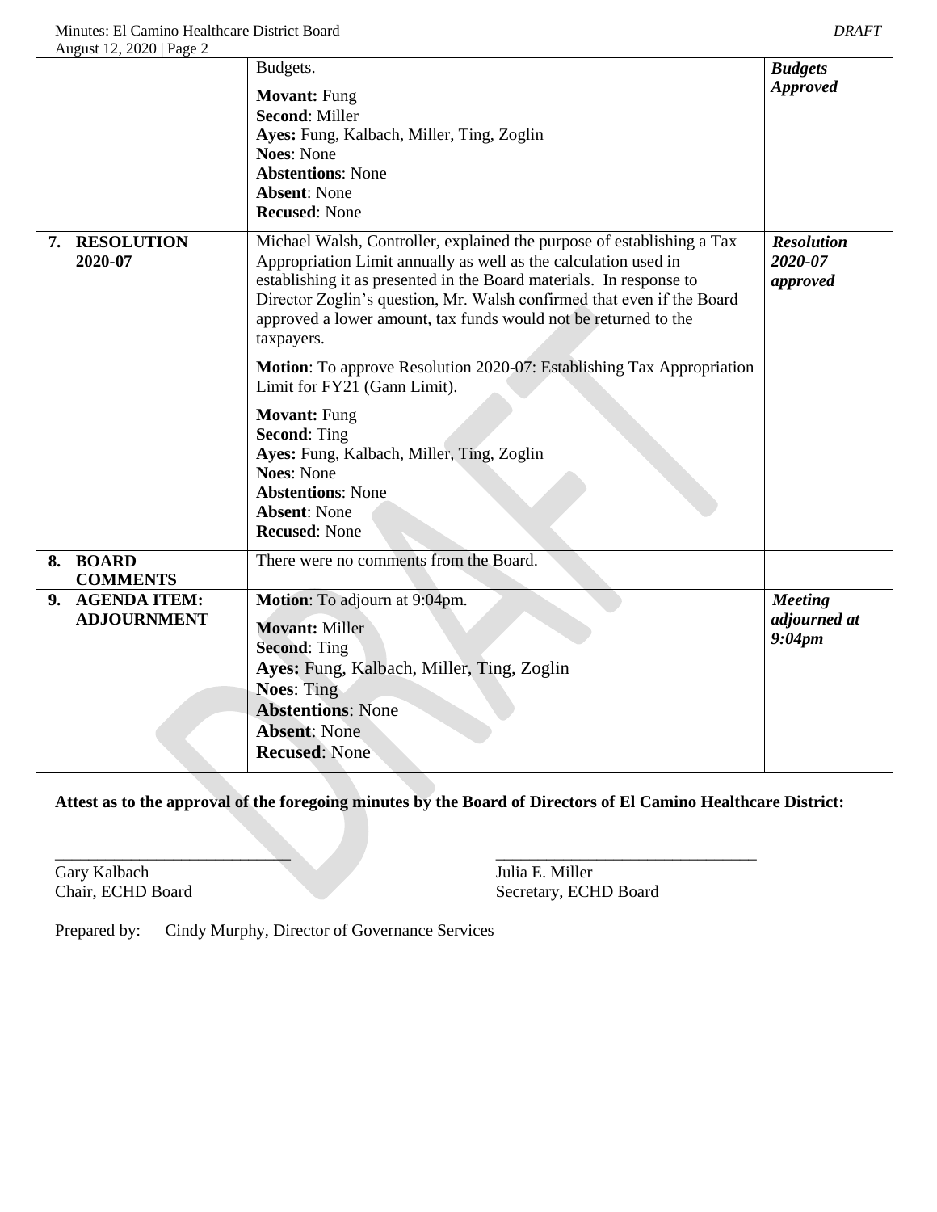| | | |
|---|---|---|
| | Budgets.<br><br>**Movant:** Fung<br>**Second**: Miller<br>**Ayes:** Fung, Kalbach, Miller, Ting, Zoglin<br>**Noes**: None<br>**Abstentions**: None<br>**Absent**: None<br>**Recused**: None | ***Budgets Approved*** |
| **7. RESOLUTION 2020-07** | Michael Walsh, Controller, explained the purpose of establishing a Tax Appropriation Limit annually as well as the calculation used in establishing it as presented in the Board materials. In response to Director Zoglin's question, Mr. Walsh confirmed that even if the Board approved a lower amount, tax funds would not be returned to the taxpayers.<br><br>**Motion**: To approve Resolution 2020-07: Establishing Tax Appropriation Limit for FY21 (Gann Limit).<br><br>**Movant:** Fung<br>**Second**: Ting<br>**Ayes:** Fung, Kalbach, Miller, Ting, Zoglin<br>**Noes**: None<br>**Abstentions**: None<br>**Absent**: None<br>**Recused**: None | ***Resolution 2020-07 approved*** |
| **8. BOARD COMMENTS** | There were no comments from the Board. | |
| **9. AGENDA ITEM: ADJOURNMENT** | **Motion**: To adjourn at 9:04pm.<br><br>**Movant:** Miller<br>**Second**: Ting<br>**Ayes:** Fung, Kalbach, Miller, Ting, Zoglin<br>**Noes**: Ting<br>**Abstentions**: None<br>**Absent**: None<br>**Recused**: None | ***Meeting adjourned at 9:04pm*** |

**Attest as to the approval of the foregoing minutes by the Board of Directors of El Camino Healthcare District:**

\_\_\_\_\_\_\_\_\_\_\_\_\_\_\_\_\_\_\_\_\_\_\_\_\_\_\_\_
Gary Kalbach
Chair, ECHD Board

\_\_\_\_\_\_\_\_\_\_\_\_\_\_\_\_\_\_\_\_\_\_\_\_\_\_\_\_
Julia E. Miller
Secretary, ECHD Board

Prepared by: Cindy Murphy, Director of Governance Services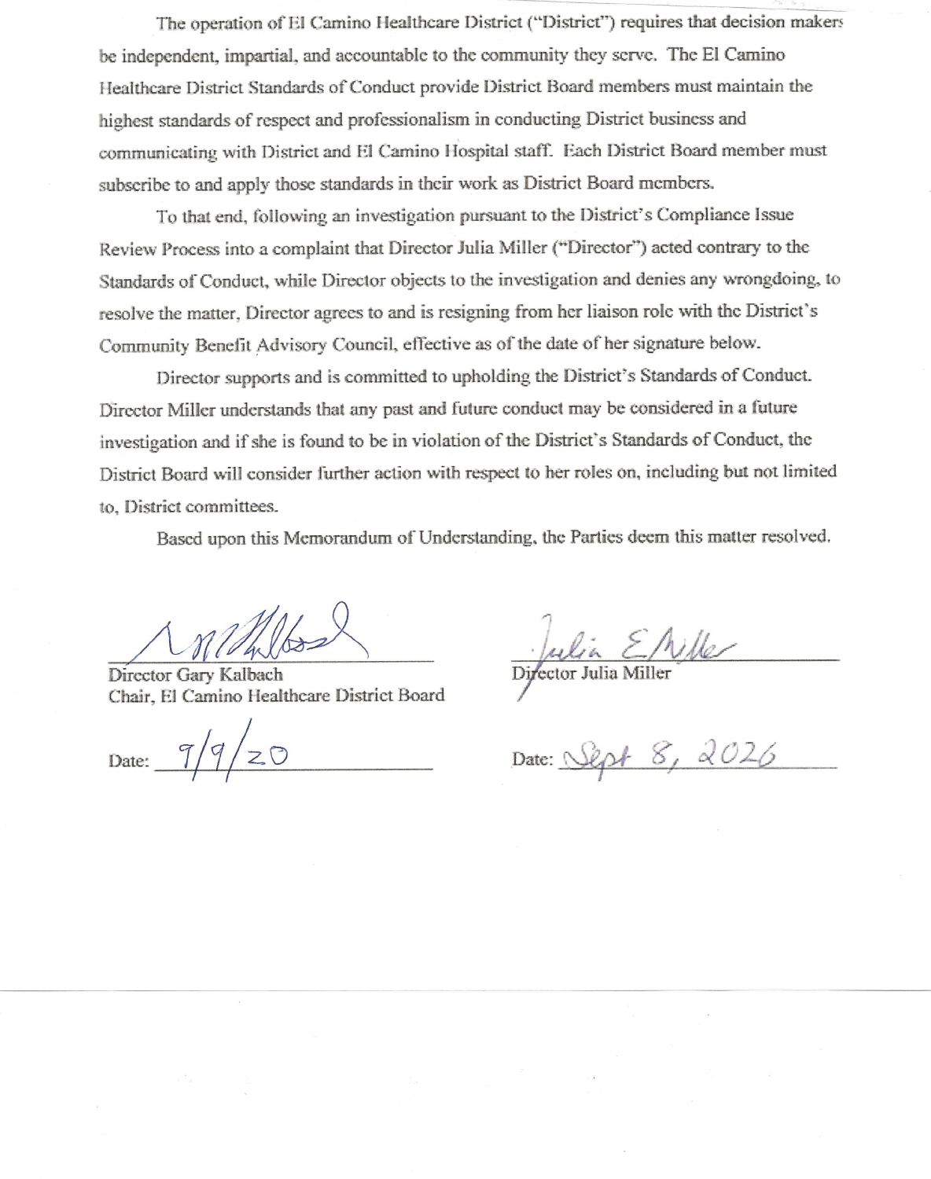The operation of El Camino Healthcare District ("District") requires that decision makers be independent, impartial, and accountable to the community they serve. The El Camino Healthcare District Standards of Conduct provide District Board members must maintain the highest standards of respect and professionalism in conducting District business and communicating with District and El Camino Hospital staff. Each District Board member must subscribe to and apply those standards in their work as District Board members.

To that end, following an investigation pursuant to the District's Compliance Issue Review Process into a complaint that Director Julia Miller ("Director") acted contrary to the Standards of Conduct, while Director objects to the investigation and denies any wrongdoing, to resolve the matter, Director agrees to and is resigning from her liaison role with the District's Community Benefit Advisory Council, effective as of the date of her signature below.

Director supports and is committed to upholding the District's Standards of Conduct. Director Miller understands that any past and future conduct may be considered in a future investigation and if she is found to be in violation of the District's Standards of Conduct, the District Board will consider further action with respect to her roles on, including but not limited to, District committees.

Based upon this Memorandum of Understanding, the Parties deem this matter resolved.

| | |
|---|---|
| Director Gary Kalbach | Director Julia Miller |
| Chair, El Camino Healthcare District Board | |
| Date: 9/9/20 | Date: Sept 8, 2026 |